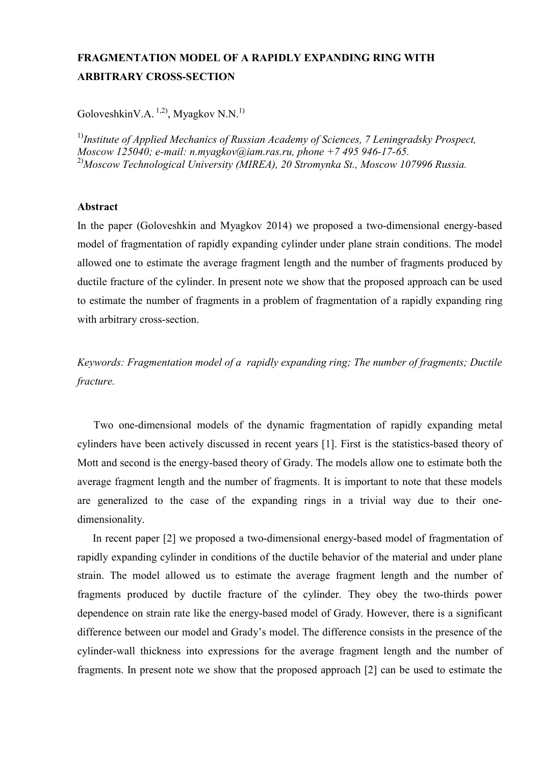# FRAGMENTATION MODEL OF A RAPIDLY EXPANDING RING WITH ARBITRARY CROSS-SECTION

GoloveshkinV.A. [1,2], Myagkov N.N.[1)]

[1)] *Institute of Applied Mechanics of Russian Academy of Sciences, 7 Leningradsky Prospect, Moscow 125040; e-mail: n.myagkov@iam.ras.ru, phone +7 495 946-17-65.*
[2)] *Moscow Technological University (MIREA), 20 Stromynka St., Moscow 107996 Russia.*

## Abstract

In the paper (Goloveshkin and Myagkov 2014) we proposed a two-dimensional energy-based model of fragmentation of rapidly expanding cylinder under plane strain conditions. The model allowed one to estimate the average fragment length and the number of fragments produced by ductile fracture of the cylinder. In present note we show that the proposed approach can be used to estimate the number of fragments in a problem of fragmentation of a rapidly expanding ring with arbitrary cross-section.

*Keywords: Fragmentation model of a rapidly expanding ring; The number of fragments; Ductile fracture.*

Two one-dimensional models of the dynamic fragmentation of rapidly expanding metal cylinders have been actively discussed in recent years [1]. First is the statistics-based theory of Mott and second is the energy-based theory of Grady. The models allow one to estimate both the average fragment length and the number of fragments. It is important to note that these models are generalized to the case of the expanding rings in a trivial way due to their one-dimensionality.

In recent paper [2] we proposed a two-dimensional energy-based model of fragmentation of rapidly expanding cylinder in conditions of the ductile behavior of the material and under plane strain. The model allowed us to estimate the average fragment length and the number of fragments produced by ductile fracture of the cylinder. They obey the two-thirds power dependence on strain rate like the energy-based model of Grady. However, there is a significant difference between our model and Grady's model. The difference consists in the presence of the cylinder-wall thickness into expressions for the average fragment length and the number of fragments. In present note we show that the proposed approach [2] can be used to estimate the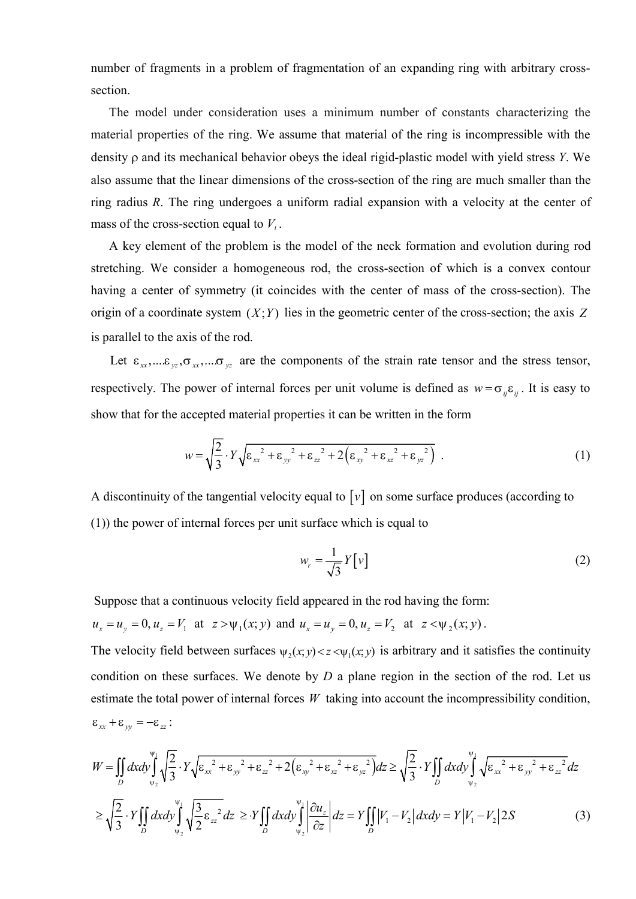number of fragments in a problem of fragmentation of an expanding ring with arbitrary cross-section.

The model under consideration uses a minimum number of constants characterizing the material properties of the ring. We assume that material of the ring is incompressible with the density ρ and its mechanical behavior obeys the ideal rigid-plastic model with yield stress *Y*. We also assume that the linear dimensions of the cross-section of the ring are much smaller than the ring radius *R*. The ring undergoes a uniform radial expansion with a velocity at the center of mass of the cross-section equal to $V_i$.

A key element of the problem is the model of the neck formation and evolution during rod stretching. We consider a homogeneous rod, the cross-section of which is a convex contour having a center of symmetry (it coincides with the center of mass of the cross-section). The origin of a coordinate system $(X;Y)$ lies in the geometric center of the cross-section; the axis $Z$ is parallel to the axis of the rod.

Let $\varepsilon_{xx},....\varepsilon_{yz},\sigma_{xx},....\sigma_{yz}$ are the components of the strain rate tensor and the stress tensor, respectively. The power of internal forces per unit volume is defined as $w=\sigma_{ij}\varepsilon_{ij}$. It is easy to show that for the accepted material properties it can be written in the form

$$w=\sqrt{\frac{2}{3}}\cdot Y\sqrt{\varepsilon_{xx}{}^2+\varepsilon_{yy}{}^2+\varepsilon_{zz}{}^2+2\left(\varepsilon_{xy}{}^2+\varepsilon_{xz}{}^2+\varepsilon_{yz}{}^2\right)} \; . \tag{1}$$

A discontinuity of the tangential velocity equal to $[v]$ on some surface produces (according to (1)) the power of internal forces per unit surface which is equal to

$$w_r=\frac{1}{\sqrt{3}}Y[v] \tag{2}$$

Suppose that a continuous velocity field appeared in the rod having the form:
$u_x=u_y=0, u_z=V_1$ at $z>\psi_1(x;y)$ and $u_x=u_y=0, u_z=V_2$ at $z<\psi_2(x;y)$.
The velocity field between surfaces $\psi_2(x;y)<z<\psi_1(x;y)$ is arbitrary and it satisfies the continuity condition on these surfaces. We denote by *D* a plane region in the section of the rod. Let us estimate the total power of internal forces *W* taking into account the incompressibility condition, $\varepsilon_{xx}+\varepsilon_{yy}=-\varepsilon_{zz}$:

$$W=\iint\limits_D dxdy\int\limits_{\psi_2}^{\psi_1}\sqrt{\frac{2}{3}}\cdot Y\sqrt{\varepsilon_{xx}{}^2+\varepsilon_{yy}{}^2+\varepsilon_{zz}{}^2+2\left(\varepsilon_{xy}{}^2+\varepsilon_{xz}{}^2+\varepsilon_{yz}{}^2\right)}dz\geq\sqrt{\frac{2}{3}}\cdot Y\iint\limits_D dxdy\int\limits_{\psi_2}^{\psi_1}\sqrt{\varepsilon_{xx}{}^2+\varepsilon_{yy}{}^2+\varepsilon_{zz}{}^2}dz$$

$$\geq\sqrt{\frac{2}{3}}\cdot Y\iint\limits_D dxdy\int\limits_{\psi_2}^{\psi_1}\sqrt{\frac{3}{2}\varepsilon_{zz}{}^2}dz\;\geq Y\iint\limits_D dxdy\int\limits_{\psi_2}^{\psi_1}\left|\frac{\partial u_z}{\partial z}\right|dz=Y\iint\limits_D\left|V_1-V_2\right|dxdy=Y\left|V_1-V_2\right|2S \tag{3}$$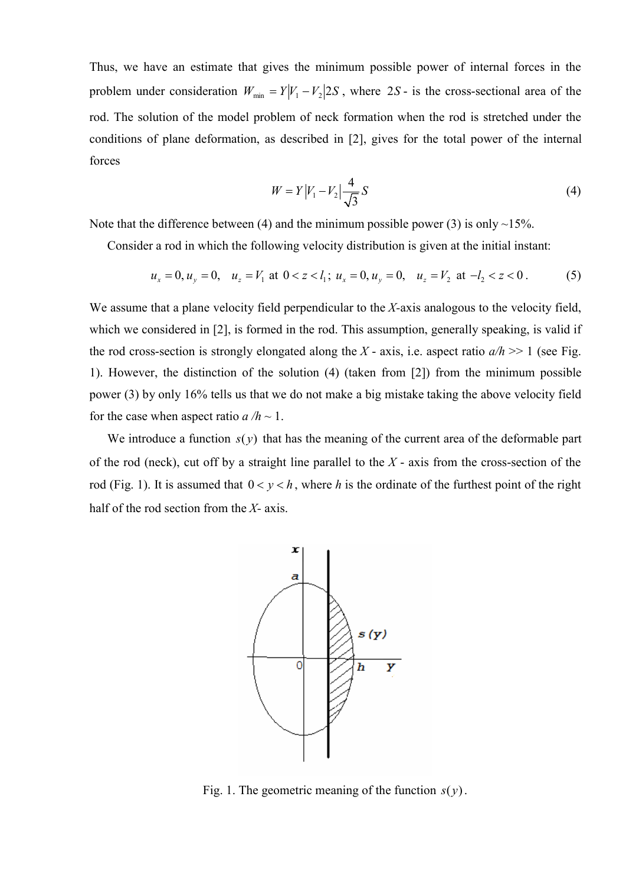Thus, we have an estimate that gives the minimum possible power of internal forces in the problem under consideration $W_{\min} = Y|V_1 - V_2|2S$, where $2S$ - is the cross-sectional area of the rod. The solution of the model problem of neck formation when the rod is stretched under the conditions of plane deformation, as described in [2], gives for the total power of the internal forces

$$W = Y|V_1 - V_2|\frac{4}{\sqrt{3}}S \tag{4}$$

Note that the difference between (4) and the minimum possible power (3) is only ~15%.

Consider a rod in which the following velocity distribution is given at the initial instant:

$$u_x = 0, u_y = 0, \quad u_z = V_1 \text{ at } 0 < z < l_1; \; u_x = 0, u_y = 0, \quad u_z = V_2 \text{ at } -l_2 < z < 0. \tag{5}$$

We assume that a plane velocity field perpendicular to the *X*-axis analogous to the velocity field, which we considered in [2], is formed in the rod. This assumption, generally speaking, is valid if the rod cross-section is strongly elongated along the *X* - axis, i.e. aspect ratio *a/h* >> 1 (see Fig. 1). However, the distinction of the solution (4) (taken from [2]) from the minimum possible power (3) by only 16% tells us that we do not make a big mistake taking the above velocity field for the case when aspect ratio *a /h* ~ 1.

We introduce a function $s(y)$ that has the meaning of the current area of the deformable part of the rod (neck), cut off by a straight line parallel to the *X* - axis from the cross-section of the rod (Fig. 1). It is assumed that $0 < y < h$, where *h* is the ordinate of the furthest point of the right half of the rod section from the *X*- axis.

Fig. 1. The geometric meaning of the function $s(y)$.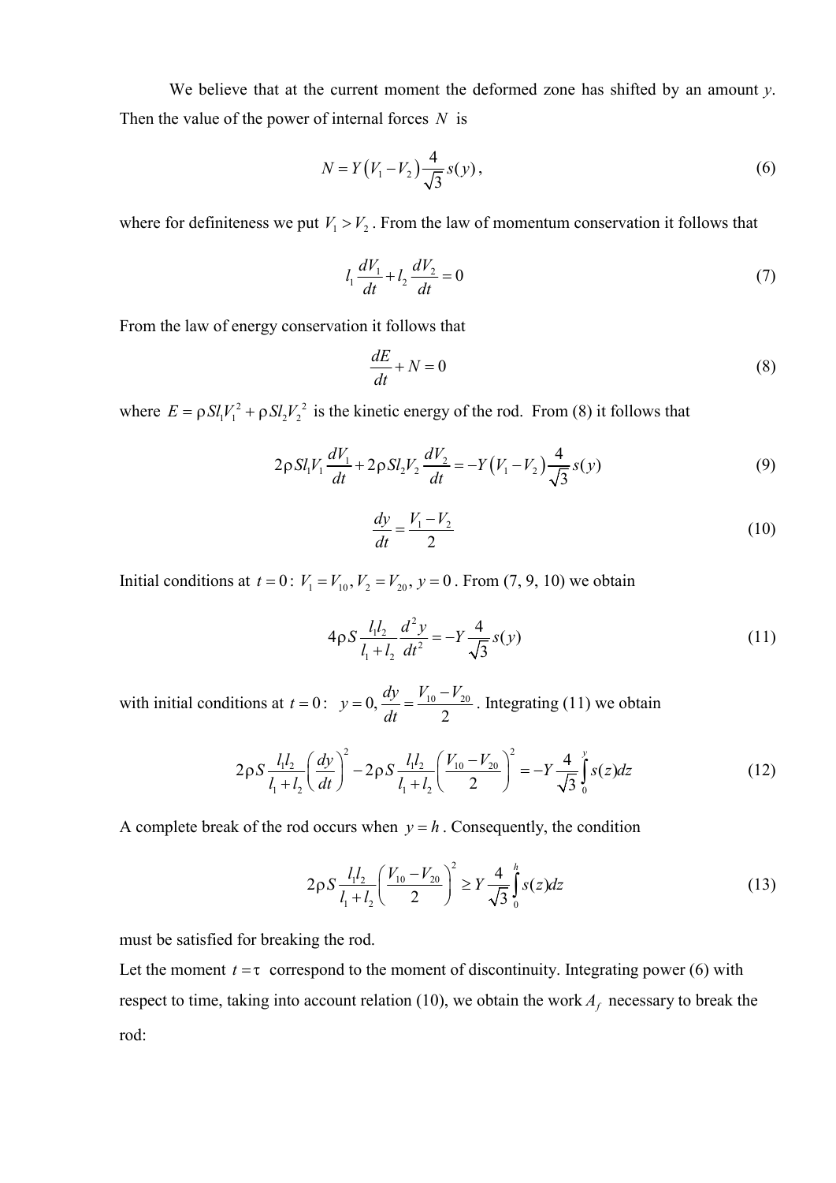We believe that at the current moment the deformed zone has shifted by an amount $y$. Then the value of the power of internal forces $N$ is

$$N = Y\left(V_1 - V_2\right)\frac{4}{\sqrt{3}}s(y), \tag{6}$$

where for definiteness we put $V_1 > V_2$. From the law of momentum conservation it follows that

$$l_1\frac{dV_1}{dt} + l_2\frac{dV_2}{dt} = 0 \tag{7}$$

From the law of energy conservation it follows that

$$\frac{dE}{dt} + N = 0 \tag{8}$$

where $E = \rho S l_1 V_1^2 + \rho S l_2 V_2^2$ is the kinetic energy of the rod. From (8) it follows that

$$2\rho S l_1 V_1 \frac{dV_1}{dt} + 2\rho S l_2 V_2 \frac{dV_2}{dt} = -Y\left(V_1 - V_2\right)\frac{4}{\sqrt{3}}s(y) \tag{9}$$

$$\frac{dy}{dt} = \frac{V_1 - V_2}{2} \tag{10}$$

Initial conditions at $t = 0$: $V_1 = V_{10}, V_2 = V_{20}, y = 0$. From (7, 9, 10) we obtain

$$4\rho S\frac{l_1 l_2}{l_1 + l_2}\frac{d^2 y}{dt^2} = -Y\frac{4}{\sqrt{3}}s(y) \tag{11}$$

with initial conditions at $t = 0$: $y = 0, \dfrac{dy}{dt} = \dfrac{V_{10} - V_{20}}{2}$. Integrating (11) we obtain

$$2\rho S\frac{l_1 l_2}{l_1 + l_2}\left(\frac{dy}{dt}\right)^2 - 2\rho S\frac{l_1 l_2}{l_1 + l_2}\left(\frac{V_{10} - V_{20}}{2}\right)^2 = -Y\frac{4}{\sqrt{3}}\int_0^y s(z)dz \tag{12}$$

A complete break of the rod occurs when $y = h$. Consequently, the condition

$$2\rho S\frac{l_1 l_2}{l_1 + l_2}\left(\frac{V_{10} - V_{20}}{2}\right)^2 \geq Y\frac{4}{\sqrt{3}}\int_0^h s(z)dz \tag{13}$$

must be satisfied for breaking the rod.

Let the moment $t = \tau$ correspond to the moment of discontinuity. Integrating power (6) with respect to time, taking into account relation (10), we obtain the work $A_f$ necessary to break the rod: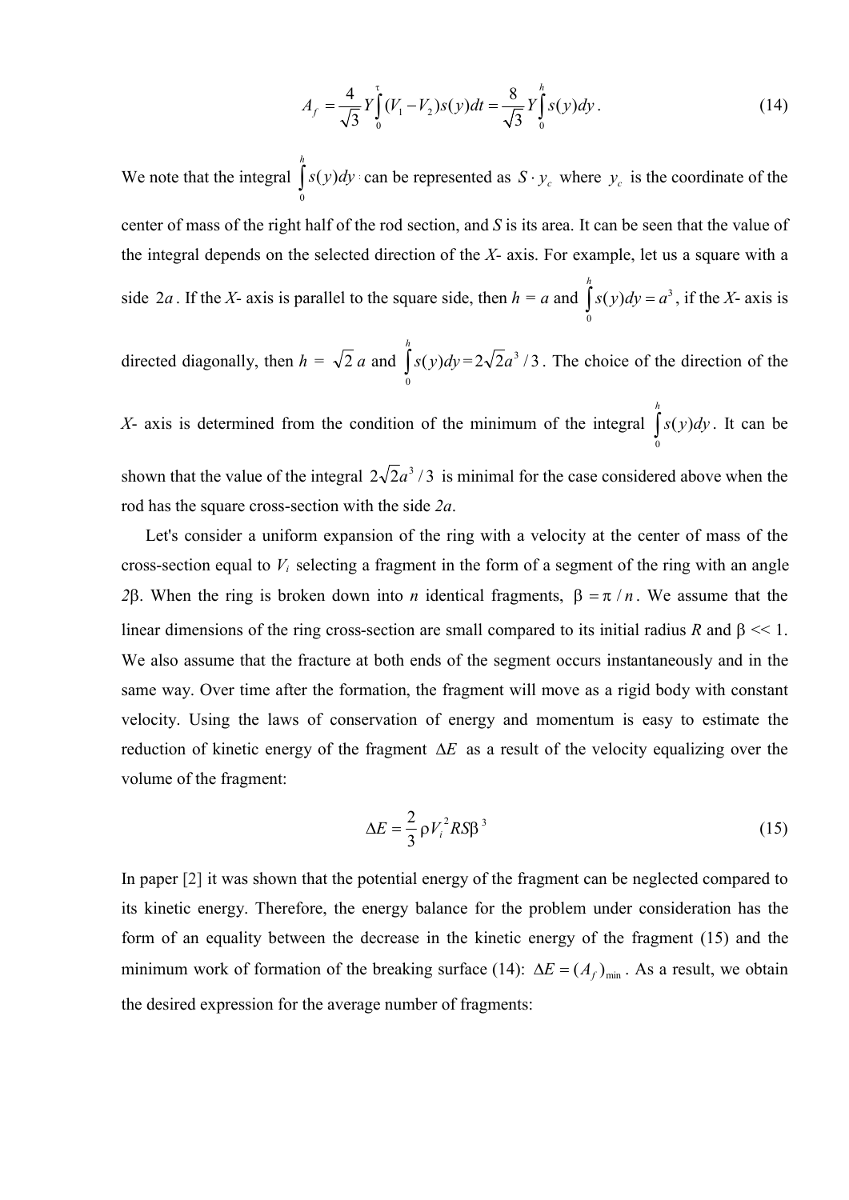$$A_f = \frac{4}{\sqrt{3}} Y \int_0^{\tau} (V_1 - V_2) s(y) dt = \frac{8}{\sqrt{3}} Y \int_0^{h} s(y) dy . \tag{14}$$

We note that the integral $\int_0^h s(y)dy$ can be represented as $S \cdot y_c$ where $y_c$ is the coordinate of the center of mass of the right half of the rod section, and *S* is its area. It can be seen that the value of the integral depends on the selected direction of the *X*- axis. For example, let us a square with a side $2a$. If the *X*- axis is parallel to the square side, then $h = a$ and $\int_0^h s(y)dy = a^3$, if the *X*- axis is directed diagonally, then $h = \sqrt{2}\, a$ and $\int_0^h s(y)dy = 2\sqrt{2}a^3/3$. The choice of the direction of the *X*- axis is determined from the condition of the minimum of the integral $\int_0^h s(y)dy$. It can be shown that the value of the integral $2\sqrt{2}a^3/3$ is minimal for the case considered above when the rod has the square cross-section with the side $2a$.

Let's consider a uniform expansion of the ring with a velocity at the center of mass of the cross-section equal to $V_i$ selecting a fragment in the form of a segment of the ring with an angle $2\beta$. When the ring is broken down into *n* identical fragments, $\beta = \pi / n$. We assume that the linear dimensions of the ring cross-section are small compared to its initial radius *R* and $\beta << 1$. We also assume that the fracture at both ends of the segment occurs instantaneously and in the same way. Over time after the formation, the fragment will move as a rigid body with constant velocity. Using the laws of conservation of energy and momentum is easy to estimate the reduction of kinetic energy of the fragment $\Delta E$ as a result of the velocity equalizing over the volume of the fragment:

$$\Delta E = \frac{2}{3} \rho V_i^2 R S \beta^3 \tag{15}$$

In paper [2] it was shown that the potential energy of the fragment can be neglected compared to its kinetic energy. Therefore, the energy balance for the problem under consideration has the form of an equality between the decrease in the kinetic energy of the fragment (15) and the minimum work of formation of the breaking surface (14): $\Delta E = (A_f)_{\min}$. As a result, we obtain the desired expression for the average number of fragments: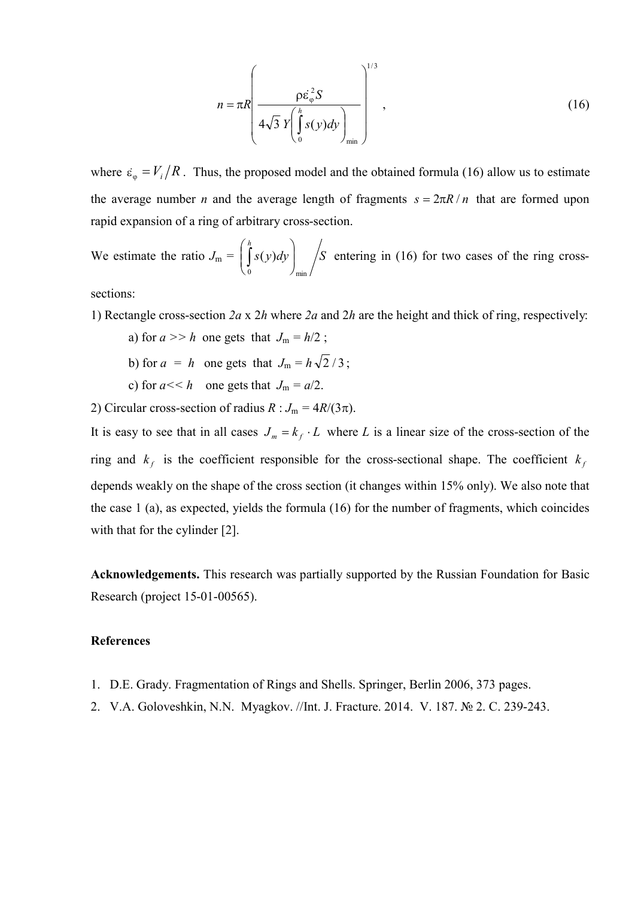$$n = \pi R \left( \frac{\rho \dot{\varepsilon}_{\varphi}^{2} S}{4\sqrt{3}\, Y \left( \int\limits_{0}^{h} s(y)dy \right)_{\min}} \right)^{1/3} , \qquad (16)$$

where $\dot{\varepsilon}_{\varphi} = V_i / R$. Thus, the proposed model and the obtained formula (16) allow us to estimate the average number $n$ and the average length of fragments $s = 2\pi R / n$ that are formed upon rapid expansion of a ring of arbitrary cross-section.

We estimate the ratio $J_{\mathrm{m}} = \left( \int\limits_{0}^{h} s(y)dy \right)_{\min} \Big/ S$ entering in (16) for two cases of the ring cross-sections:

1) Rectangle cross-section $2a$ x $2h$ where $2a$ and $2h$ are the height and thick of ring, respectively:

   a) for $a >> h$ one gets that $J_{\mathrm{m}} = h/2$ ;

   b) for $a = h$ one gets that $J_{\mathrm{m}} = h\sqrt{2}/3$ ;

   c) for $a << h$ one gets that $J_{\mathrm{m}} = a/2$.

2) Circular cross-section of radius $R$ : $J_{\mathrm{m}} = 4R/(3\pi)$.

It is easy to see that in all cases $J_m = k_f \cdot L$ where $L$ is a linear size of the cross-section of the ring and $k_f$ is the coefficient responsible for the cross-sectional shape. The coefficient $k_f$ depends weakly on the shape of the cross section (it changes within 15% only). We also note that the case 1 (a), as expected, yields the formula (16) for the number of fragments, which coincides with that for the cylinder [2].

**Acknowledgements.** This research was partially supported by the Russian Foundation for Basic Research (project 15-01-00565).

**References**

1. D.E. Grady. Fragmentation of Rings and Shells. Springer, Berlin 2006, 373 pages.
2. V.A. Goloveshkin, N.N. Myagkov. //Int. J. Fracture. 2014. V. 187. № 2. C. 239-243.